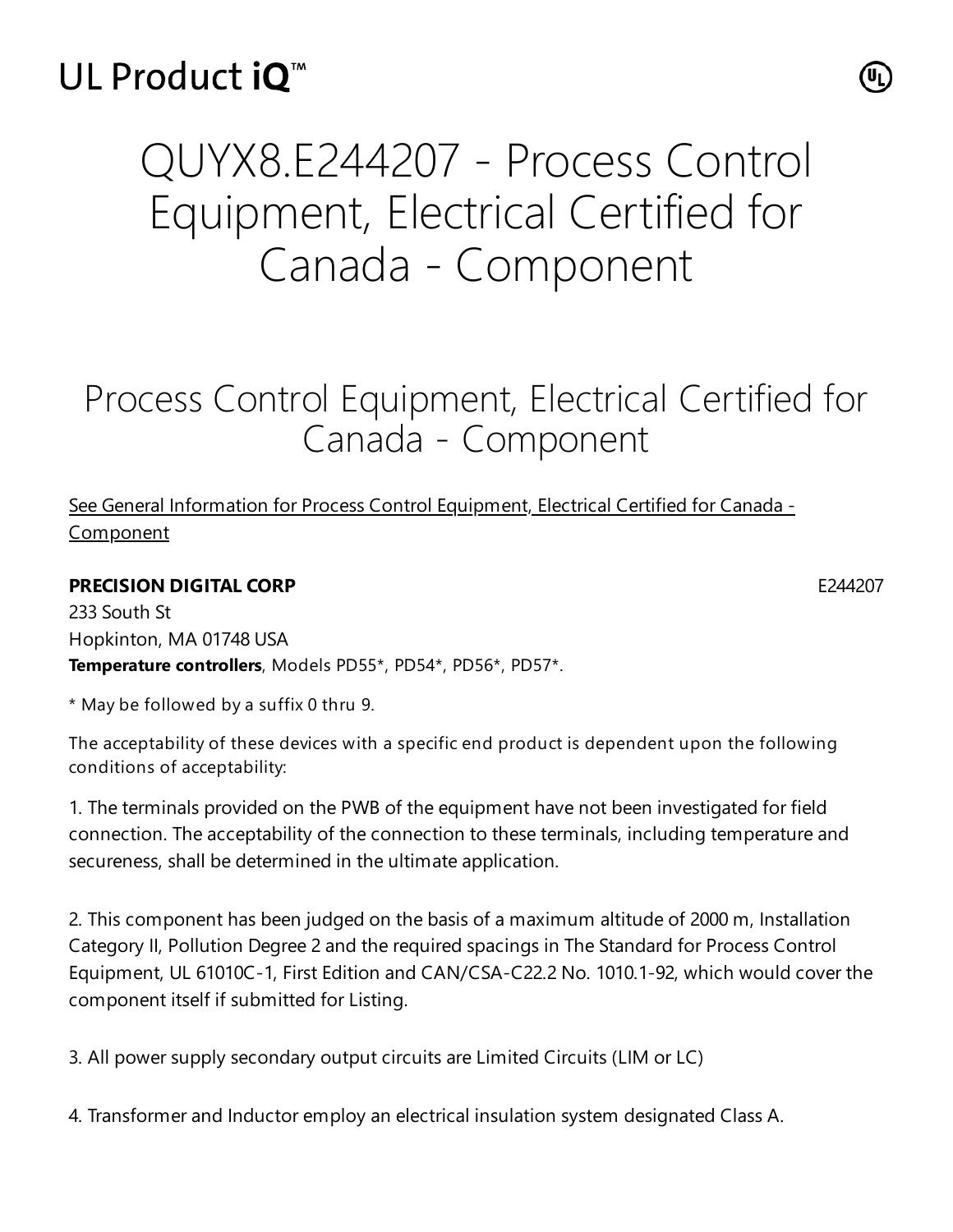# QUYX8.E244207 - Process Control Equipment, Electrical Certified for Canada - Component

## Process Control Equipment, Electrical Certified for Canada - Component

See General Information for Process Control Equipment, Electrical Certified for Canada - Component

**PRECISION DIGITAL CORP** E244207

233 South St

Hopkinton, MA 01748 USA

**Temperature controllers**, Models PD55*, PD54*, PD56*, PD57*.

* May be followed by a suffix 0 thru 9.

The acceptability of these devices with a specific end product is dependent upon the following conditions of acceptability:

1. The terminals provided on the PWB of the equipment have not been investigated for field connection. The acceptability of the connection to these terminals, including temperature and secureness, shall be determined in the ultimate application.

2. This component has been judged on the basis of a maximum altitude of 2000 m, Installation Category II, Pollution Degree 2 and the required spacings in The Standard for Process Control Equipment, UL 61010C-1, First Edition and CAN/CSA-C22.2 No. 1010.1-92, which would cover the component itself if submitted for Listing.

3. All power supply secondary output circuits are Limited Circuits (LIM or LC)

4. Transformer and Inductor employ an electrical insulation system designated Class A.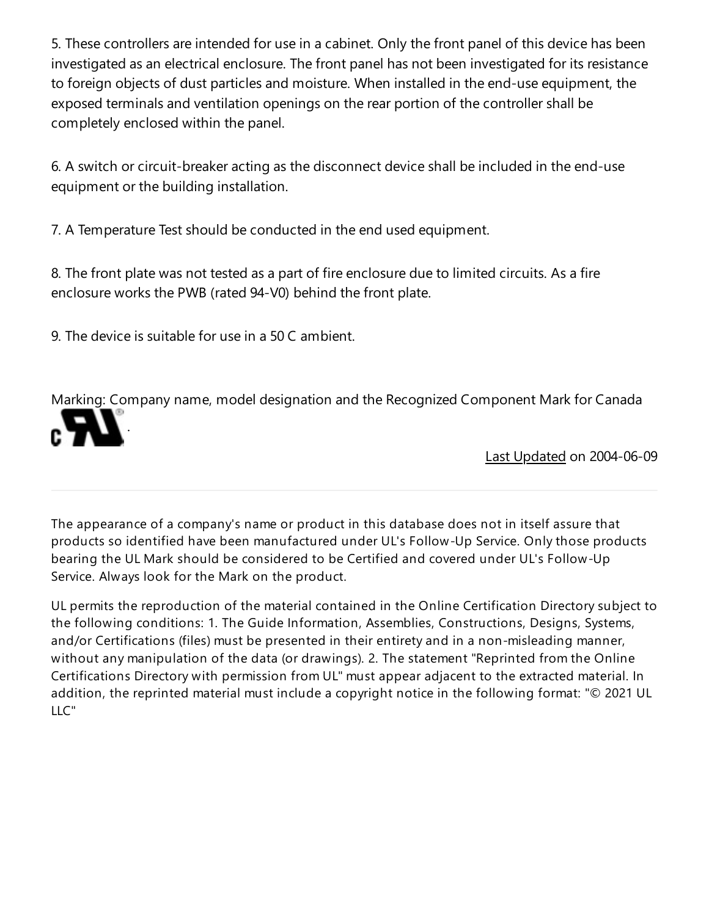5. These controllers are intended for use in a cabinet. Only the front panel of this device has been investigated as an electrical enclosure. The front panel has not been investigated for its resistance to foreign objects of dust particles and moisture. When installed in the end-use equipment, the exposed terminals and ventilation openings on the rear portion of the controller shall be completely enclosed within the panel.

6. A switch or circuit-breaker acting as the disconnect device shall be included in the end-use equipment or the building installation.

7. A Temperature Test should be conducted in the end used equipment.

8. The front plate was not tested as a part of fire enclosure due to limited circuits. As a fire enclosure works the PWB (rated 94-V0) behind the front plate.

9. The device is suitable for use in a 50 C ambient.

Marking: Company name, model designation and the Recognized Component Mark for Canada .

Last Updated on 2004-06-09

---

The appearance of a company's name or product in this database does not in itself assure that products so identified have been manufactured under UL's Follow-Up Service. Only those products bearing the UL Mark should be considered to be Certified and covered under UL's Follow-Up Service. Always look for the Mark on the product.

UL permits the reproduction of the material contained in the Online Certification Directory subject to the following conditions: 1. The Guide Information, Assemblies, Constructions, Designs, Systems, and/or Certifications (files) must be presented in their entirety and in a non-misleading manner, without any manipulation of the data (or drawings). 2. The statement "Reprinted from the Online Certifications Directory with permission from UL" must appear adjacent to the extracted material. In addition, the reprinted material must include a copyright notice in the following format: "© 2021 UL LLC"